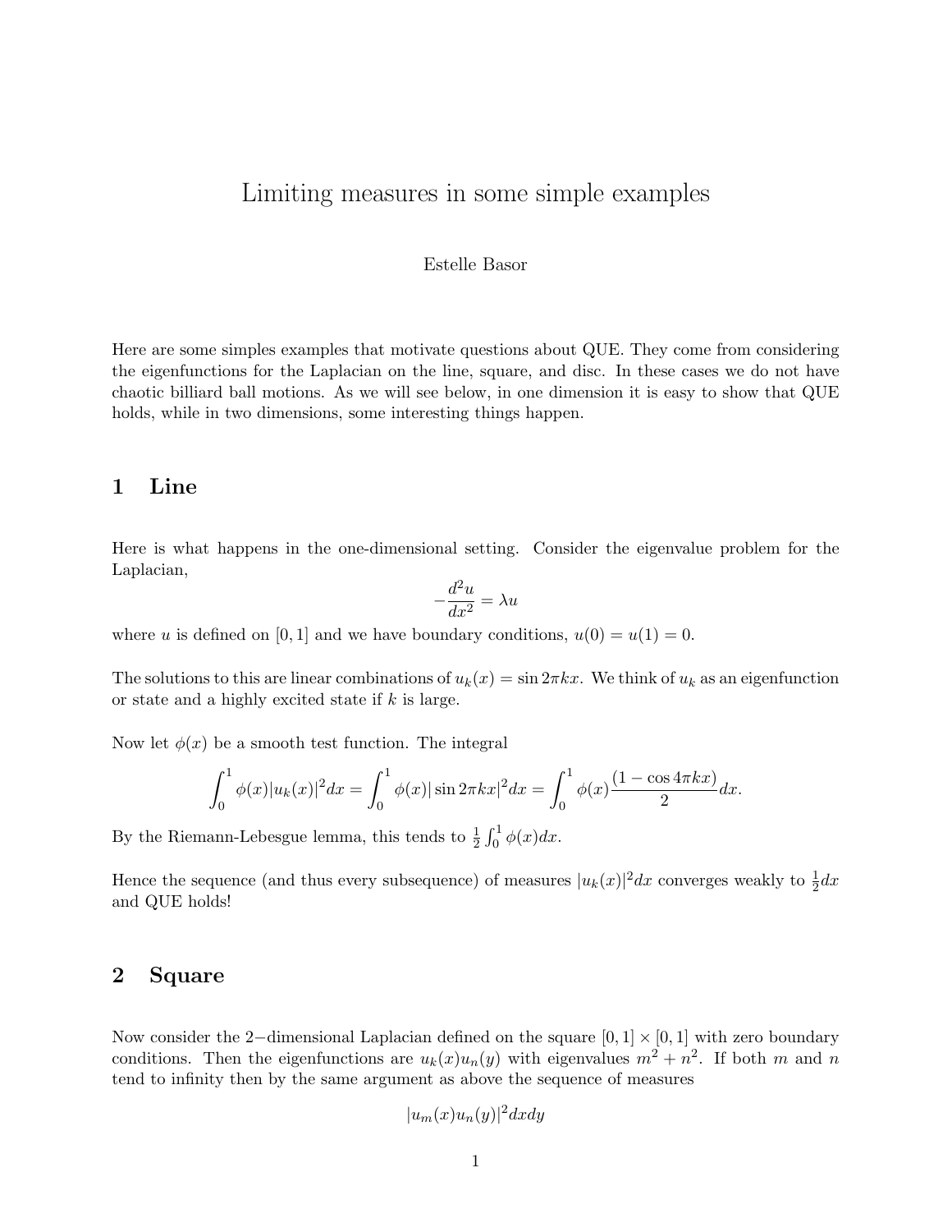# Limiting measures in some simple examples

Estelle Basor

Here are some simples examples that motivate questions about QUE. They come from considering the eigenfunctions for the Laplacian on the line, square, and disc. In these cases we do not have chaotic billiard ball motions. As we will see below, in one dimension it is easy to show that QUE holds, while in two dimensions, some interesting things happen.

## 1 Line

Here is what happens in the one-dimensional setting. Consider the eigenvalue problem for the Laplacian,

$$-\frac{d^2u}{dx^2} = \lambda u$$

where $u$ is defined on $[0, 1]$ and we have boundary conditions, $u(0) = u(1) = 0$.

The solutions to this are linear combinations of $u_k(x) = \sin 2\pi kx$. We think of $u_k$ as an eigenfunction or state and a highly excited state if $k$ is large.

Now let $\phi(x)$ be a smooth test function. The integral

$$\int_0^1 \phi(x)|u_k(x)|^2 dx = \int_0^1 \phi(x)|\sin 2\pi kx|^2 dx = \int_0^1 \phi(x)\frac{(1 - \cos 4\pi kx)}{2} dx.$$

By the Riemann-Lebesgue lemma, this tends to $\frac{1}{2}\int_0^1 \phi(x)dx$.

Hence the sequence (and thus every subsequence) of measures $|u_k(x)|^2 dx$ converges weakly to $\frac{1}{2}dx$ and QUE holds!

## 2 Square

Now consider the 2−dimensional Laplacian defined on the square $[0, 1] \times [0, 1]$ with zero boundary conditions. Then the eigenfunctions are $u_k(x)u_n(y)$ with eigenvalues $m^2 + n^2$. If both $m$ and $n$ tend to infinity then by the same argument as above the sequence of measures

$$|u_m(x)u_n(y)|^2 dxdy$$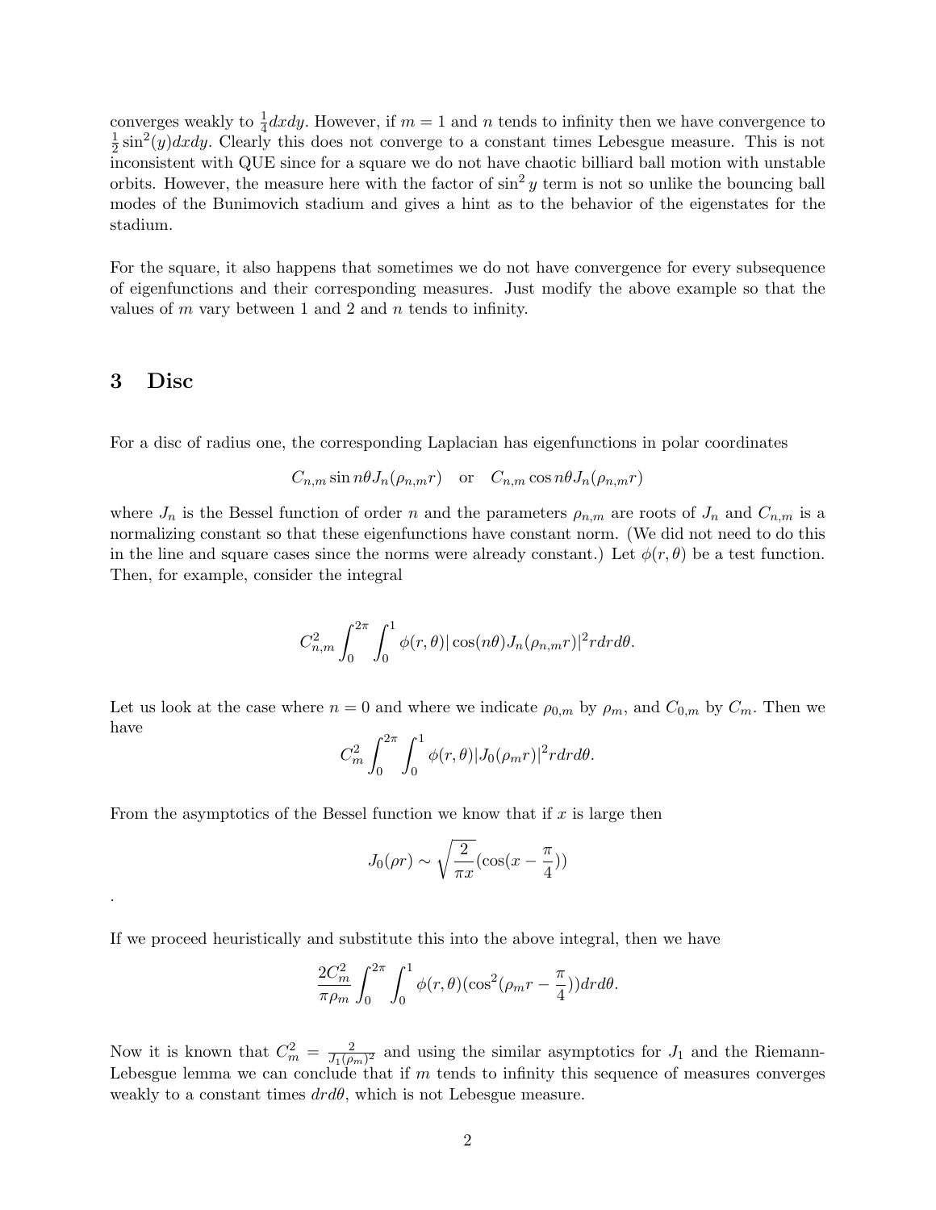converges weakly to $\frac{1}{4}dxdy$. However, if $m = 1$ and $n$ tends to infinity then we have convergence to $\frac{1}{2}\sin^2(y)dxdy$. Clearly this does not converge to a constant times Lebesgue measure. This is not inconsistent with QUE since for a square we do not have chaotic billiard ball motion with unstable orbits. However, the measure here with the factor of $\sin^2 y$ term is not so unlike the bouncing ball modes of the Bunimovich stadium and gives a hint as to the behavior of the eigenstates for the stadium.

For the square, it also happens that sometimes we do not have convergence for every subsequence of eigenfunctions and their corresponding measures. Just modify the above example so that the values of $m$ vary between 1 and 2 and $n$ tends to infinity.

## 3 Disc

For a disc of radius one, the corresponding Laplacian has eigenfunctions in polar coordinates

$$C_{n,m} \sin n\theta J_n(\rho_{n,m} r) \quad \text{or} \quad C_{n,m} \cos n\theta J_n(\rho_{n,m} r)$$

where $J_n$ is the Bessel function of order $n$ and the parameters $\rho_{n,m}$ are roots of $J_n$ and $C_{n,m}$ is a normalizing constant so that these eigenfunctions have constant norm. (We did not need to do this in the line and square cases since the norms were already constant.) Let $\phi(r, \theta)$ be a test function. Then, for example, consider the integral

$$C_{n,m}^2 \int_0^{2\pi} \int_0^1 \phi(r, \theta) |\cos(n\theta) J_n(\rho_{n,m} r)|^2 r dr d\theta.$$

Let us look at the case where $n = 0$ and where we indicate $\rho_{0,m}$ by $\rho_m$, and $C_{0,m}$ by $C_m$. Then we have

$$C_m^2 \int_0^{2\pi} \int_0^1 \phi(r, \theta) |J_0(\rho_m r)|^2 r dr d\theta.$$

From the asymptotics of the Bessel function we know that if $x$ is large then

$$J_0(\rho r) \sim \sqrt{\frac{2}{\pi x}} (\cos(x - \frac{\pi}{4}))$$

.

If we proceed heuristically and substitute this into the above integral, then we have

$$\frac{2C_m^2}{\pi \rho_m} \int_0^{2\pi} \int_0^1 \phi(r, \theta) (\cos^2(\rho_m r - \frac{\pi}{4})) dr d\theta.$$

Now it is known that $C_m^2 = \frac{2}{J_1(\rho_m)^2}$ and using the similar asymptotics for $J_1$ and the Riemann-Lebesgue lemma we can conclude that if $m$ tends to infinity this sequence of measures converges weakly to a constant times $drd\theta$, which is not Lebesgue measure.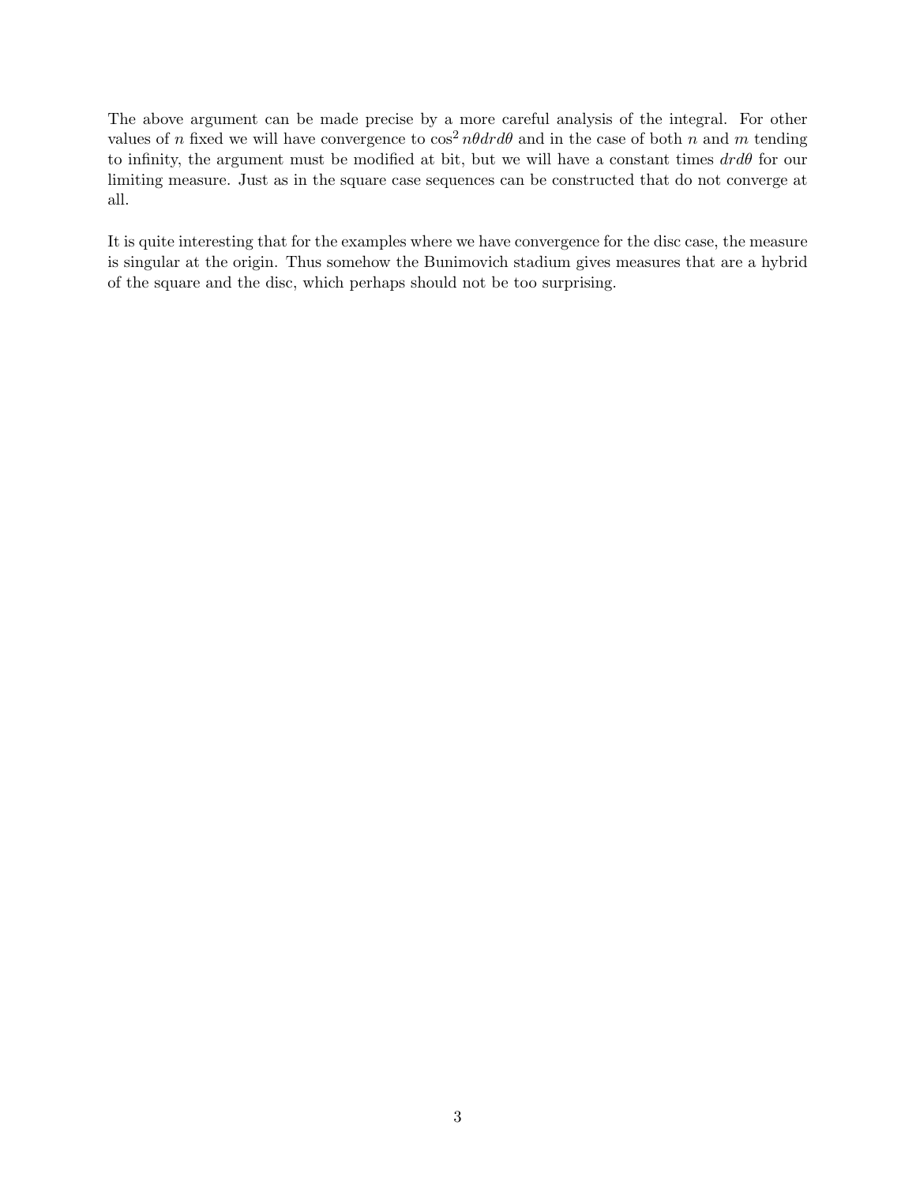The above argument can be made precise by a more careful analysis of the integral. For other values of $n$ fixed we will have convergence to $\cos^2 n\theta dr d\theta$ and in the case of both $n$ and $m$ tending to infinity, the argument must be modified at bit, but we will have a constant times $dr d\theta$ for our limiting measure. Just as in the square case sequences can be constructed that do not converge at all.

It is quite interesting that for the examples where we have convergence for the disc case, the measure is singular at the origin. Thus somehow the Bunimovich stadium gives measures that are a hybrid of the square and the disc, which perhaps should not be too surprising.